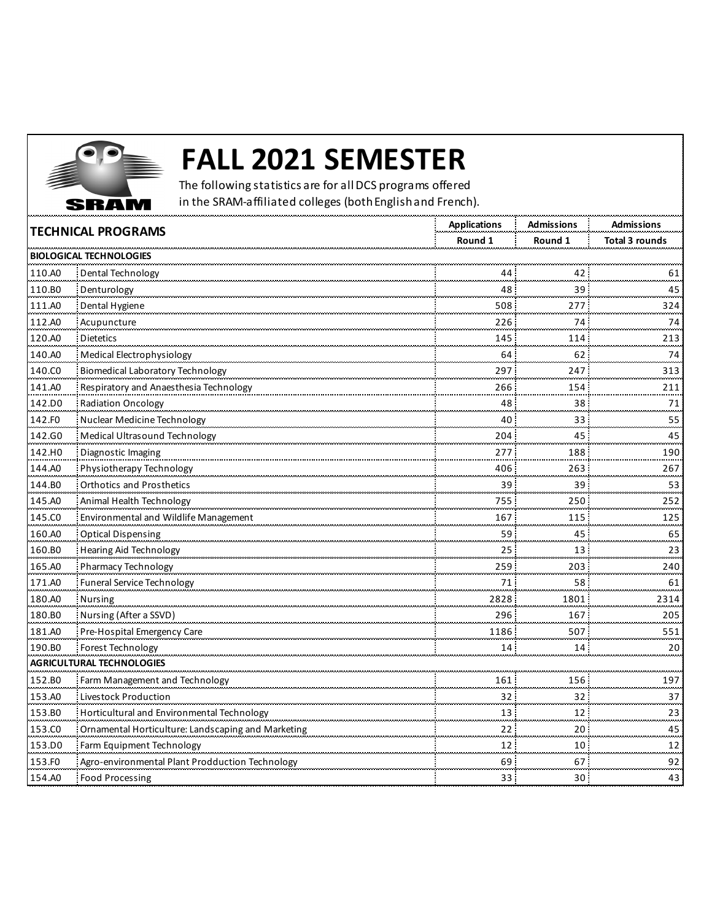SRAM

# FALL 2021 SEMESTER

The following statistics are for all DCS programs offered in the SRAM-affiliated colleges (both English and French).

| TECHNICAL PROGRAMS | | Applications | Admissions | Admissions |
|---|---|---|---|---|
| | | Round 1 | Round 1 | Total 3 rounds |
| **BIOLOGICAL TECHNOLOGIES** | | | | |
| 110.A0 | Dental Technology | 44 | 42 | 61 |
| 110.B0 | Denturology | 48 | 39 | 45 |
| 111.A0 | Dental Hygiene | 508 | 277 | 324 |
| 112.A0 | Acupuncture | 226 | 74 | 74 |
| 120.A0 | Dietetics | 145 | 114 | 213 |
| 140.A0 | Medical Electrophysiology | 64 | 62 | 74 |
| 140.C0 | Biomedical Laboratory Technology | 297 | 247 | 313 |
| 141.A0 | Respiratory and Anaesthesia Technology | 266 | 154 | 211 |
| 142.D0 | Radiation Oncology | 48 | 38 | 71 |
| 142.F0 | Nuclear Medicine Technology | 40 | 33 | 55 |
| 142.G0 | Medical Ultrasound Technology | 204 | 45 | 45 |
| 142.H0 | Diagnostic Imaging | 277 | 188 | 190 |
| 144.A0 | Physiotherapy Technology | 406 | 263 | 267 |
| 144.B0 | Orthotics and Prosthetics | 39 | 39 | 53 |
| 145.A0 | Animal Health Technology | 755 | 250 | 252 |
| 145.C0 | Environmental and Wildlife Management | 167 | 115 | 125 |
| 160.A0 | Optical Dispensing | 59 | 45 | 65 |
| 160.B0 | Hearing Aid Technology | 25 | 13 | 23 |
| 165.A0 | Pharmacy Technology | 259 | 203 | 240 |
| 171.A0 | Funeral Service Technology | 71 | 58 | 61 |
| 180.A0 | Nursing | 2828 | 1801 | 2314 |
| 180.B0 | Nursing (After a SSVD) | 296 | 167 | 205 |
| 181.A0 | Pre-Hospital Emergency Care | 1186 | 507 | 551 |
| 190.B0 | Forest Technology | 14 | 14 | 20 |
| **AGRICULTURAL TECHNOLOGIES** | | | | |
| 152.B0 | Farm Management and Technology | 161 | 156 | 197 |
| 153.A0 | Livestock Production | 32 | 32 | 37 |
| 153.B0 | Horticultural and Environmental Technology | 13 | 12 | 23 |
| 153.C0 | Ornamental Horticulture: Landscaping and Marketing | 22 | 20 | 45 |
| 153.D0 | Farm Equipment Technology | 12 | 10 | 12 |
| 153.F0 | Agro-environmental Plant Prodduction Technology | 69 | 67 | 92 |
| 154.A0 | Food Processing | 33 | 30 | 43 |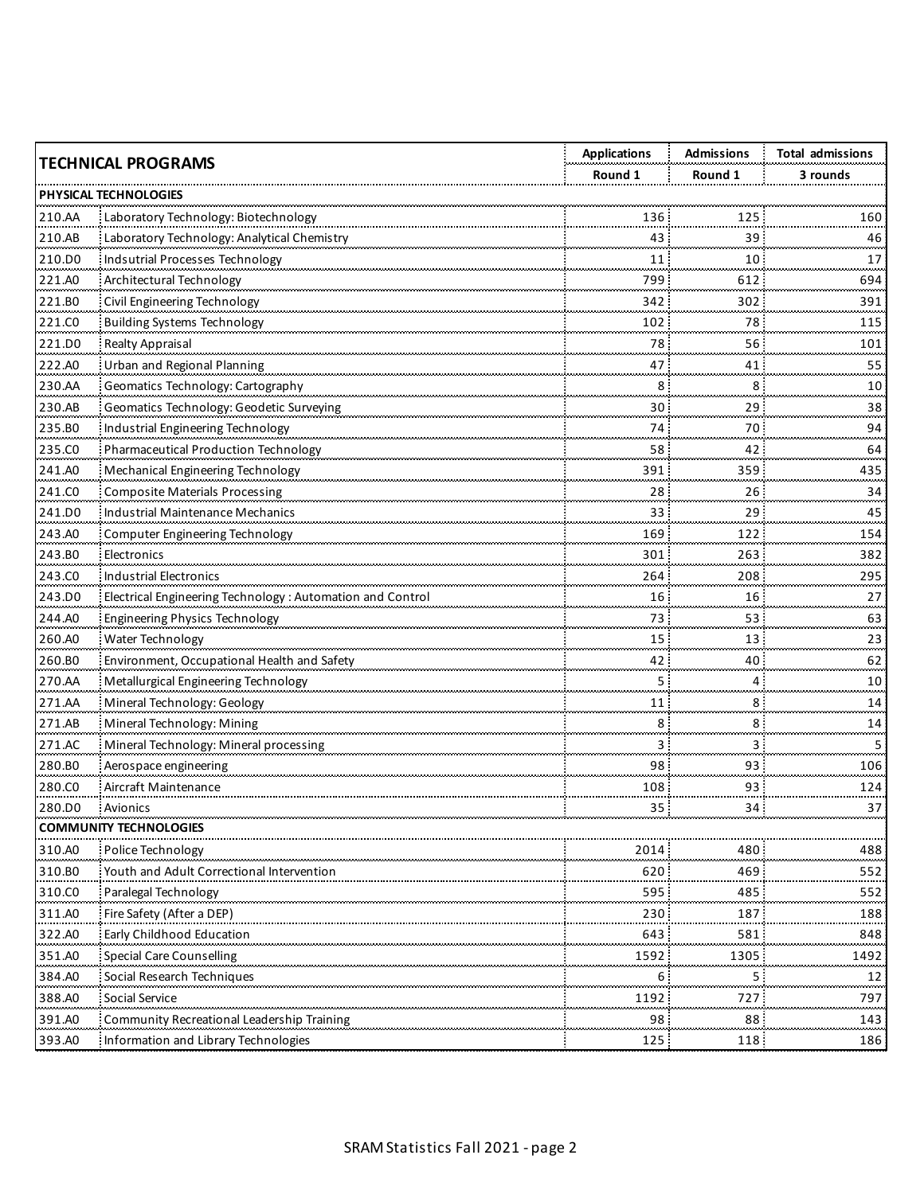| TECHNICAL PROGRAMS | | Applications | Admissions | Total admissions |
|---|---|---|---|---|
| | | Round 1 | Round 1 | 3 rounds |
| **PHYSICAL TECHNOLOGIES** | | | | |
| 210.AA | Laboratory Technology: Biotechnology | 136 | 125 | 160 |
| 210.AB | Laboratory Technology: Analytical Chemistry | 43 | 39 | 46 |
| 210.D0 | Indsutrial Processes Technology | 11 | 10 | 17 |
| 221.A0 | Architectural Technology | 799 | 612 | 694 |
| 221.B0 | Civil Engineering Technology | 342 | 302 | 391 |
| 221.C0 | Building Systems Technology | 102 | 78 | 115 |
| 221.D0 | Realty Appraisal | 78 | 56 | 101 |
| 222.A0 | Urban and Regional Planning | 47 | 41 | 55 |
| 230.AA | Geomatics Technology: Cartography | 8 | 8 | 10 |
| 230.AB | Geomatics Technology: Geodetic Surveying | 30 | 29 | 38 |
| 235.B0 | Industrial Engineering Technology | 74 | 70 | 94 |
| 235.C0 | Pharmaceutical Production Technology | 58 | 42 | 64 |
| 241.A0 | Mechanical Engineering Technology | 391 | 359 | 435 |
| 241.C0 | Composite Materials Processing | 28 | 26 | 34 |
| 241.D0 | Industrial Maintenance Mechanics | 33 | 29 | 45 |
| 243.A0 | Computer Engineering Technology | 169 | 122 | 154 |
| 243.B0 | Electronics | 301 | 263 | 382 |
| 243.C0 | Industrial Electronics | 264 | 208 | 295 |
| 243.D0 | Electrical Engineering Technology : Automation and Control | 16 | 16 | 27 |
| 244.A0 | Engineering Physics Technology | 73 | 53 | 63 |
| 260.A0 | Water Technology | 15 | 13 | 23 |
| 260.B0 | Environment, Occupational Health and Safety | 42 | 40 | 62 |
| 270.AA | Metallurgical Engineering Technology | 5 | 4 | 10 |
| 271.AA | Mineral Technology: Geology | 11 | 8 | 14 |
| 271.AB | Mineral Technology: Mining | 8 | 8 | 14 |
| 271.AC | Mineral Technology: Mineral processing | 3 | 3 | 5 |
| 280.B0 | Aerospace engineering | 98 | 93 | 106 |
| 280.C0 | Aircraft Maintenance | 108 | 93 | 124 |
| 280.D0 | Avionics | 35 | 34 | 37 |
| **COMMUNITY TECHNOLOGIES** | | | | |
| 310.A0 | Police Technology | 2014 | 480 | 488 |
| 310.B0 | Youth and Adult Correctional Intervention | 620 | 469 | 552 |
| 310.C0 | Paralegal Technology | 595 | 485 | 552 |
| 311.A0 | Fire Safety (After a DEP) | 230 | 187 | 188 |
| 322.A0 | Early Childhood Education | 643 | 581 | 848 |
| 351.A0 | Special Care Counselling | 1592 | 1305 | 1492 |
| 384.A0 | Social Research Techniques | 6 | 5 | 12 |
| 388.A0 | Social Service | 1192 | 727 | 797 |
| 391.A0 | Community Recreational Leadership Training | 98 | 88 | 143 |
| 393.A0 | Information and Library Technologies | 125 | 118 | 186 |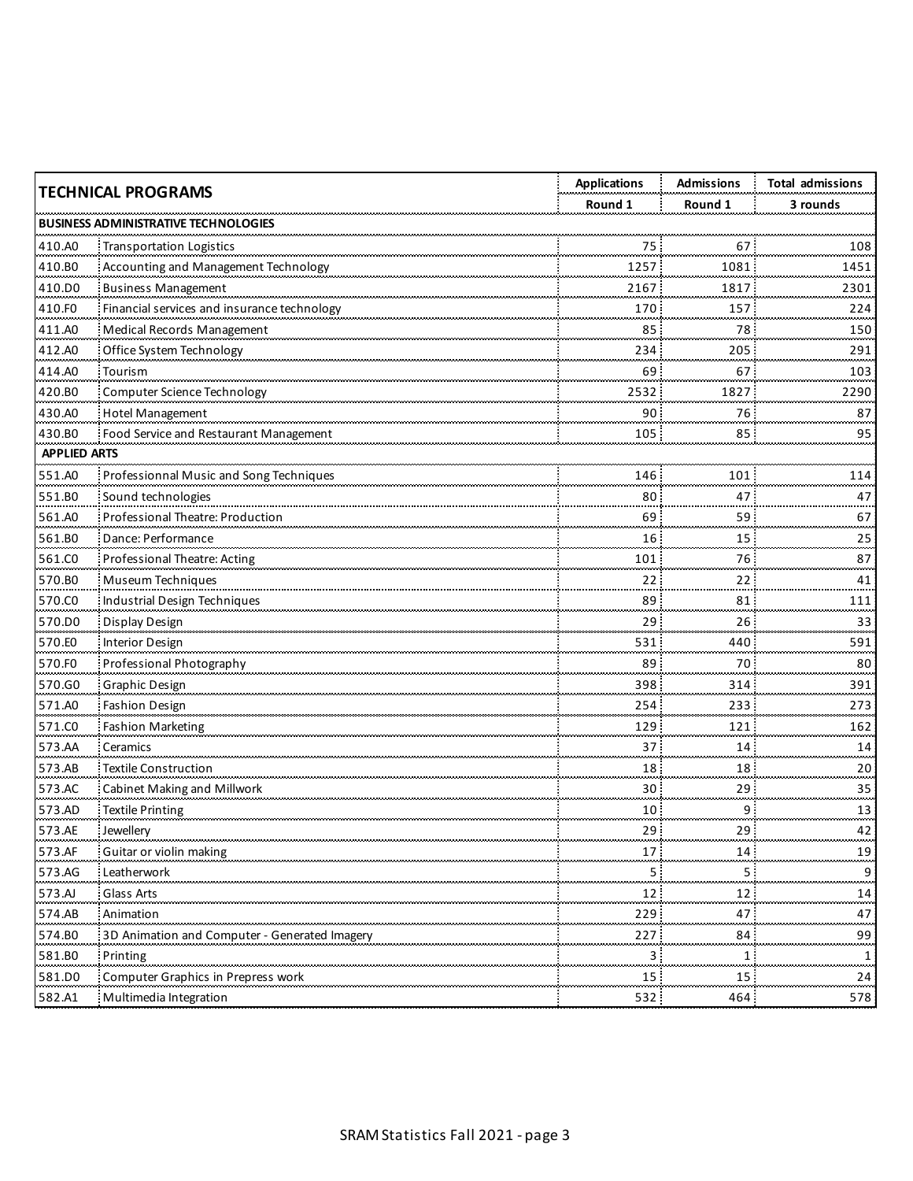| TECHNICAL PROGRAMS | | Applications | Admissions | Total admissions |
|---|---|---|---|---|
| | | Round 1 | Round 1 | 3 rounds |
| **BUSINESS ADMINISTRATIVE TECHNOLOGIES** | | | | |
| 410.A0 | Transportation Logistics | 75 | 67 | 108 |
| 410.B0 | Accounting and Management Technology | 1257 | 1081 | 1451 |
| 410.D0 | Business Management | 2167 | 1817 | 2301 |
| 410.F0 | Financial services and insurance technology | 170 | 157 | 224 |
| 411.A0 | Medical Records Management | 85 | 78 | 150 |
| 412.A0 | Office System Technology | 234 | 205 | 291 |
| 414.A0 | Tourism | 69 | 67 | 103 |
| 420.B0 | Computer Science Technology | 2532 | 1827 | 2290 |
| 430.A0 | Hotel Management | 90 | 76 | 87 |
| 430.B0 | Food Service and Restaurant Management | 105 | 85 | 95 |
| **APPLIED ARTS** | | | | |
| 551.A0 | Professionnal Music and Song Techniques | 146 | 101 | 114 |
| 551.B0 | Sound technologies | 80 | 47 | 47 |
| 561.A0 | Professional Theatre: Production | 69 | 59 | 67 |
| 561.B0 | Dance: Performance | 16 | 15 | 25 |
| 561.C0 | Professional Theatre: Acting | 101 | 76 | 87 |
| 570.B0 | Museum Techniques | 22 | 22 | 41 |
| 570.C0 | Industrial Design Techniques | 89 | 81 | 111 |
| 570.D0 | Display Design | 29 | 26 | 33 |
| 570.E0 | Interior Design | 531 | 440 | 591 |
| 570.F0 | Professional Photography | 89 | 70 | 80 |
| 570.G0 | Graphic Design | 398 | 314 | 391 |
| 571.A0 | Fashion Design | 254 | 233 | 273 |
| 571.C0 | Fashion Marketing | 129 | 121 | 162 |
| 573.AA | Ceramics | 37 | 14 | 14 |
| 573.AB | Textile Construction | 18 | 18 | 20 |
| 573.AC | Cabinet Making and Millwork | 30 | 29 | 35 |
| 573.AD | Textile Printing | 10 | 9 | 13 |
| 573.AE | Jewellery | 29 | 29 | 42 |
| 573.AF | Guitar or violin making | 17 | 14 | 19 |
| 573.AG | Leatherwork | 5 | 5 | 9 |
| 573.AJ | Glass Arts | 12 | 12 | 14 |
| 574.AB | Animation | 229 | 47 | 47 |
| 574.B0 | 3D Animation and Computer - Generated Imagery | 227 | 84 | 99 |
| 581.B0 | Printing | 3 | 1 | 1 |
| 581.D0 | Computer Graphics in Prepress work | 15 | 15 | 24 |
| 582.A1 | Multimedia Integration | 532 | 464 | 578 |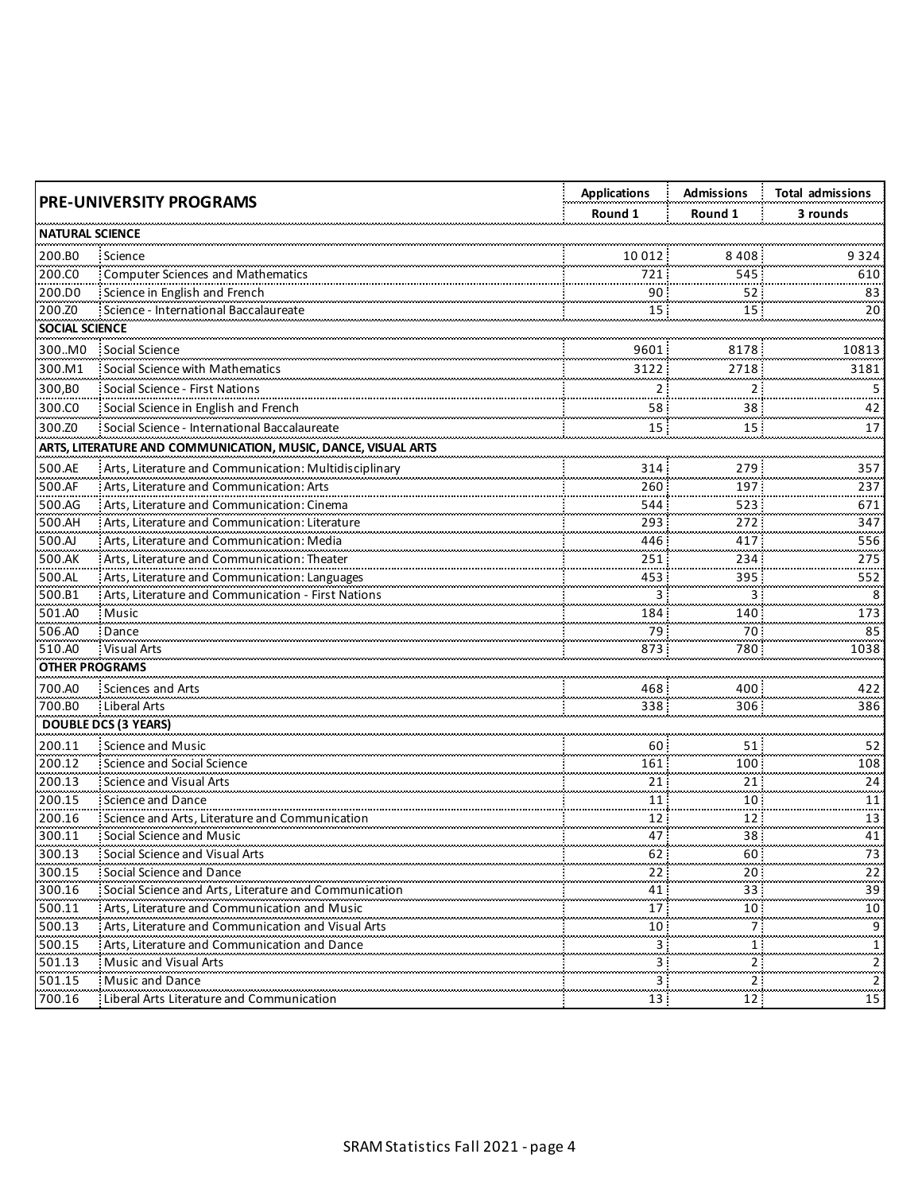| PRE-UNIVERSITY PROGRAMS | | Applications | Admissions | Total admissions |
|---|---|---|---|---|
| | | Round 1 | Round 1 | 3 rounds |
| **NATURAL SCIENCE** | | | | |
| 200.B0 | Science | 10 012 | 8 408 | 9 324 |
| 200.C0 | Computer Sciences and Mathematics | 721 | 545 | 610 |
| 200.D0 | Science in English and French | 90 | 52 | 83 |
| 200.Z0 | Science - International Baccalaureate | 15 | 15 | 20 |
| **SOCIAL SCIENCE** | | | | |
| 300..M0 | Social Science | 9601 | 8178 | 10813 |
| 300.M1 | Social Science with Mathematics | 3122 | 2718 | 3181 |
| 300,B0 | Social Science - First Nations | 2 | 2 | 5 |
| 300.C0 | Social Science in English and French | 58 | 38 | 42 |
| 300.Z0 | Social Science - International Baccalaureate | 15 | 15 | 17 |
| **ARTS, LITERATURE AND COMMUNICATION, MUSIC, DANCE, VISUAL ARTS** | | | | |
| 500.AE | Arts, Literature and Communication: Multidisciplinary | 314 | 279 | 357 |
| 500.AF | Arts, Literature and Communication: Arts | 260 | 197 | 237 |
| 500.AG | Arts, Literature and Communication: Cinema | 544 | 523 | 671 |
| 500.AH | Arts, Literature and Communication: Literature | 293 | 272 | 347 |
| 500.AJ | Arts, Literature and Communication: Media | 446 | 417 | 556 |
| 500.AK | Arts, Literature and Communication: Theater | 251 | 234 | 275 |
| 500.AL | Arts, Literature and Communication: Languages | 453 | 395 | 552 |
| 500.B1 | Arts, Literature and Communication - First Nations | 3 | 3 | 8 |
| 501.A0 | Music | 184 | 140 | 173 |
| 506.A0 | Dance | 79 | 70 | 85 |
| 510.A0 | Visual Arts | 873 | 780 | 1038 |
| **OTHER PROGRAMS** | | | | |
| 700.A0 | Sciences and Arts | 468 | 400 | 422 |
| 700.B0 | Liberal Arts | 338 | 306 | 386 |
| **DOUBLE DCS (3 YEARS)** | | | | |
| 200.11 | Science and Music | 60 | 51 | 52 |
| 200.12 | Science and Social Science | 161 | 100 | 108 |
| 200.13 | Science and Visual Arts | 21 | 21 | 24 |
| 200.15 | Science and Dance | 11 | 10 | 11 |
| 200.16 | Science and Arts, Literature and Communication | 12 | 12 | 13 |
| 300.11 | Social Science and Music | 47 | 38 | 41 |
| 300.13 | Social Science and Visual Arts | 62 | 60 | 73 |
| 300.15 | Social Science and Dance | 22 | 20 | 22 |
| 300.16 | Social Science and Arts, Literature and Communication | 41 | 33 | 39 |
| 500.11 | Arts, Literature and Communication and Music | 17 | 10 | 10 |
| 500.13 | Arts, Literature and Communication and Visual Arts | 10 | 7 | 9 |
| 500.15 | Arts, Literature and Communication and Dance | 3 | 1 | 1 |
| 501.13 | Music and Visual Arts | 3 | 2 | 2 |
| 501.15 | Music and Dance | 3 | 2 | 2 |
| 700.16 | Liberal Arts Literature and Communication | 13 | 12 | 15 |